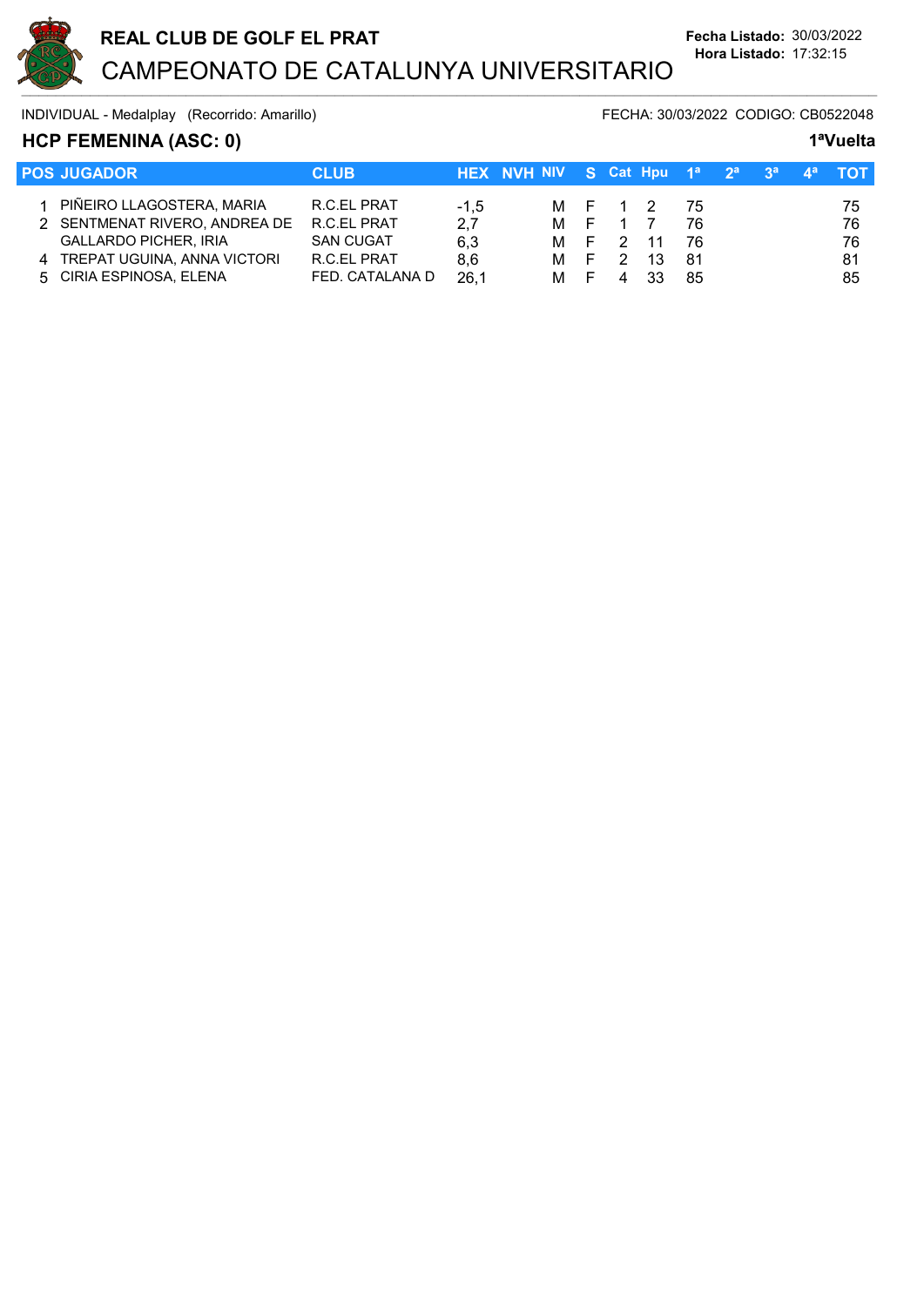# REAL CLUB DE GOLF EL PRAT

## CAMPEONATO DE CATALUNYA UNIVERSITARIO

**Fecha Listado:** 30/03/2022
**Hora Listado:** 17:32:15

INDIVIDUAL - Medalplay (Recorrido: Amarillo) FECHA: 30/03/2022 CODIGO: CB0522048

### HCP FEMENINA (ASC: 0) 1ªVuelta

| POS | JUGADOR | CLUB | HEX | NVH | NIV | S | Cat | Hpu | 1ª | 2ª | 3ª | 4ª | TOT |
|---|---|---|---|---|---|---|---|---|---|---|---|---|---|
| 1 | PIÑEIRO LLAGOSTERA, MARIA | R.C.EL PRAT | -1,5 | | M | F | 1 | 2 | 75 | | | | 75 |
| 2 | SENTMENAT RIVERO, ANDREA DE | R.C.EL PRAT | 2,7 | | M | F | 1 | 7 | 76 | | | | 76 |
| | GALLARDO PICHER, IRIA | SAN CUGAT | 6,3 | | M | F | 2 | 11 | 76 | | | | 76 |
| 4 | TREPAT UGUINA, ANNA VICTORI | R.C.EL PRAT | 8,6 | | M | F | 2 | 13 | 81 | | | | 81 |
| 5 | CIRIA ESPINOSA, ELENA | FED. CATALANA D | 26,1 | | M | F | 4 | 33 | 85 | | | | 85 |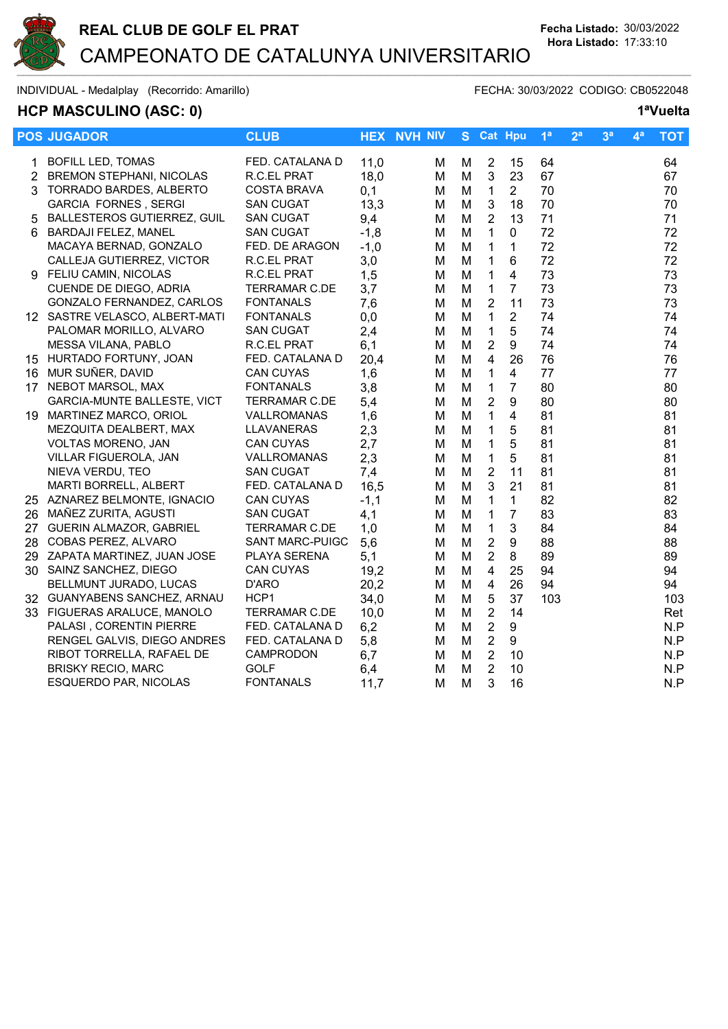# REAL CLUB DE GOLF EL PRAT

## CAMPEONATO DE CATALUNYA UNIVERSITARIO

**Fecha Listado:** 30/03/2022
**Hora Listado:** 17:33:10

INDIVIDUAL - Medalplay (Recorrido: Amarillo) FECHA: 30/03/2022 CODIGO: CB0522048

### HCP MASCULINO (ASC: 0) 1ªVuelta

| POS | JUGADOR | CLUB | HEX | NVH | NIV | S | Cat | Hpu | 1ª | 2ª | 3ª | 4ª | TOT |
|---|---|---|---|---|---|---|---|---|---|---|---|---|---|
| 1 | BOFILL LED, TOMAS | FED. CATALANA D | 11,0 | | M | M | 2 | 15 | 64 | | | | 64 |
| 2 | BREMON STEPHANI, NICOLAS | R.C.EL PRAT | 18,0 | | M | M | 3 | 23 | 67 | | | | 67 |
| 3 | TORRADO BARDES, ALBERTO | COSTA BRAVA | 0,1 | | M | M | 1 | 2 | 70 | | | | 70 |
| | GARCIA FORNES , SERGI | SAN CUGAT | 13,3 | | M | M | 3 | 18 | 70 | | | | 70 |
| 5 | BALLESTEROS GUTIERREZ, GUIL | SAN CUGAT | 9,4 | | M | M | 2 | 13 | 71 | | | | 71 |
| 6 | BARDAJI FELEZ, MANEL | SAN CUGAT | -1,8 | | M | M | 1 | 0 | 72 | | | | 72 |
| | MACAYA BERNAD, GONZALO | FED. DE ARAGON | -1,0 | | M | M | 1 | 1 | 72 | | | | 72 |
| | CALLEJA GUTIERREZ, VICTOR | R.C.EL PRAT | 3,0 | | M | M | 1 | 6 | 72 | | | | 72 |
| 9 | FELIU CAMIN, NICOLAS | R.C.EL PRAT | 1,5 | | M | M | 1 | 4 | 73 | | | | 73 |
| | CUENDE DE DIEGO, ADRIA | TERRAMAR C.DE | 3,7 | | M | M | 1 | 7 | 73 | | | | 73 |
| | GONZALO FERNANDEZ, CARLOS | FONTANALS | 7,6 | | M | M | 2 | 11 | 73 | | | | 73 |
| 12 | SASTRE VELASCO, ALBERT-MATI | FONTANALS | 0,0 | | M | M | 1 | 2 | 74 | | | | 74 |
| | PALOMAR MORILLO, ALVARO | SAN CUGAT | 2,4 | | M | M | 1 | 5 | 74 | | | | 74 |
| | MESSA VILANA, PABLO | R.C.EL PRAT | 6,1 | | M | M | 2 | 9 | 74 | | | | 74 |
| 15 | HURTADO FORTUNY, JOAN | FED. CATALANA D | 20,4 | | M | M | 4 | 26 | 76 | | | | 76 |
| 16 | MUR SUÑER, DAVID | CAN CUYAS | 1,6 | | M | M | 1 | 4 | 77 | | | | 77 |
| 17 | NEBOT MARSOL, MAX | FONTANALS | 3,8 | | M | M | 1 | 7 | 80 | | | | 80 |
| | GARCIA-MUNTE BALLESTE, VICT | TERRAMAR C.DE | 5,4 | | M | M | 2 | 9 | 80 | | | | 80 |
| 19 | MARTINEZ MARCO, ORIOL | VALLROMANAS | 1,6 | | M | M | 1 | 4 | 81 | | | | 81 |
| | MEZQUITA DEALBERT, MAX | LLAVANERAS | 2,3 | | M | M | 1 | 5 | 81 | | | | 81 |
| | VOLTAS MORENO, JAN | CAN CUYAS | 2,7 | | M | M | 1 | 5 | 81 | | | | 81 |
| | VILLAR FIGUEROLA, JAN | VALLROMANAS | 2,3 | | M | M | 1 | 5 | 81 | | | | 81 |
| | NIEVA VERDU, TEO | SAN CUGAT | 7,4 | | M | M | 2 | 11 | 81 | | | | 81 |
| | MARTI BORRELL, ALBERT | FED. CATALANA D | 16,5 | | M | M | 3 | 21 | 81 | | | | 81 |
| 25 | AZNAREZ BELMONTE, IGNACIO | CAN CUYAS | -1,1 | | M | M | 1 | 1 | 82 | | | | 82 |
| 26 | MAÑEZ ZURITA, AGUSTI | SAN CUGAT | 4,1 | | M | M | 1 | 7 | 83 | | | | 83 |
| 27 | GUERIN ALMAZOR, GABRIEL | TERRAMAR C.DE | 1,0 | | M | M | 1 | 3 | 84 | | | | 84 |
| 28 | COBAS PEREZ, ALVARO | SANT MARC-PUIGC | 5,6 | | M | M | 2 | 9 | 88 | | | | 88 |
| 29 | ZAPATA MARTINEZ, JUAN JOSE | PLAYA SERENA | 5,1 | | M | M | 2 | 8 | 89 | | | | 89 |
| 30 | SAINZ SANCHEZ, DIEGO | CAN CUYAS | 19,2 | | M | M | 4 | 25 | 94 | | | | 94 |
| | BELLMUNT JURADO, LUCAS | D'ARO | 20,2 | | M | M | 4 | 26 | 94 | | | | 94 |
| 32 | GUANYABENS SANCHEZ, ARNAU | HCP1 | 34,0 | | M | M | 5 | 37 | 103 | | | | 103 |
| 33 | FIGUERAS ARALUCE, MANOLO | TERRAMAR C.DE | 10,0 | | M | M | 2 | 14 | | | | | Ret |
| | PALASI , CORENTIN PIERRE | FED. CATALANA D | 6,2 | | M | M | 2 | 9 | | | | | N.P |
| | RENGEL GALVIS, DIEGO ANDRES | FED. CATALANA D | 5,8 | | M | M | 2 | 9 | | | | | N.P |
| | RIBOT TORRELLA, RAFAEL DE | CAMPRODON | 6,7 | | M | M | 2 | 10 | | | | | N.P |
| | BRISKY RECIO, MARC | GOLF | 6,4 | | M | M | 2 | 10 | | | | | N.P |
| | ESQUERDO PAR, NICOLAS | FONTANALS | 11,7 | | M | M | 3 | 16 | | | | | N.P |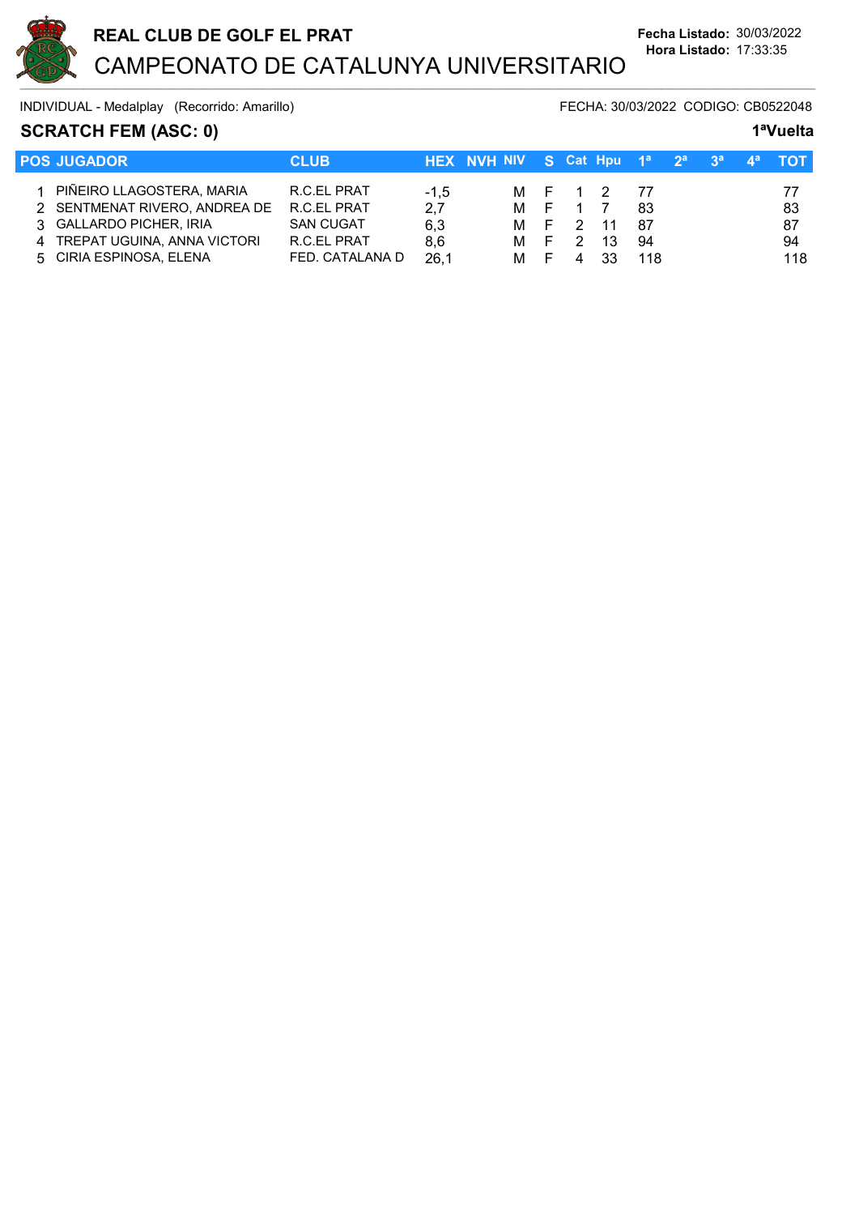**REAL CLUB DE GOLF EL PRAT**

# CAMPEONATO DE CATALUNYA UNIVERSITARIO

**Fecha Listado:** 30/03/2022
**Hora Listado:** 17:33:35

INDIVIDUAL - Medalplay (Recorrido: Amarillo) FECHA: 30/03/2022 CODIGO: CB0522048

## SCRATCH FEM (ASC: 0)

**1ªVuelta**

| POS | JUGADOR | CLUB | HEX | NVH | NIV | S | Cat | Hpu | 1ª | 2ª | 3ª | 4ª | TOT |
|---|---|---|---|---|---|---|---|---|---|---|---|---|---|
| 1 | PIÑEIRO LLAGOSTERA, MARIA | R.C.EL PRAT | -1,5 | | M | F | 1 | 2 | 77 | | | | 77 |
| 2 | SENTMENAT RIVERO, ANDREA DE | R.C.EL PRAT | 2,7 | | M | F | 1 | 7 | 83 | | | | 83 |
| 3 | GALLARDO PICHER, IRIA | SAN CUGAT | 6,3 | | M | F | 2 | 11 | 87 | | | | 87 |
| 4 | TREPAT UGUINA, ANNA VICTORI | R.C.EL PRAT | 8,6 | | M | F | 2 | 13 | 94 | | | | 94 |
| 5 | CIRIA ESPINOSA, ELENA | FED. CATALANA D | 26,1 | | M | F | 4 | 33 | 118 | | | | 118 |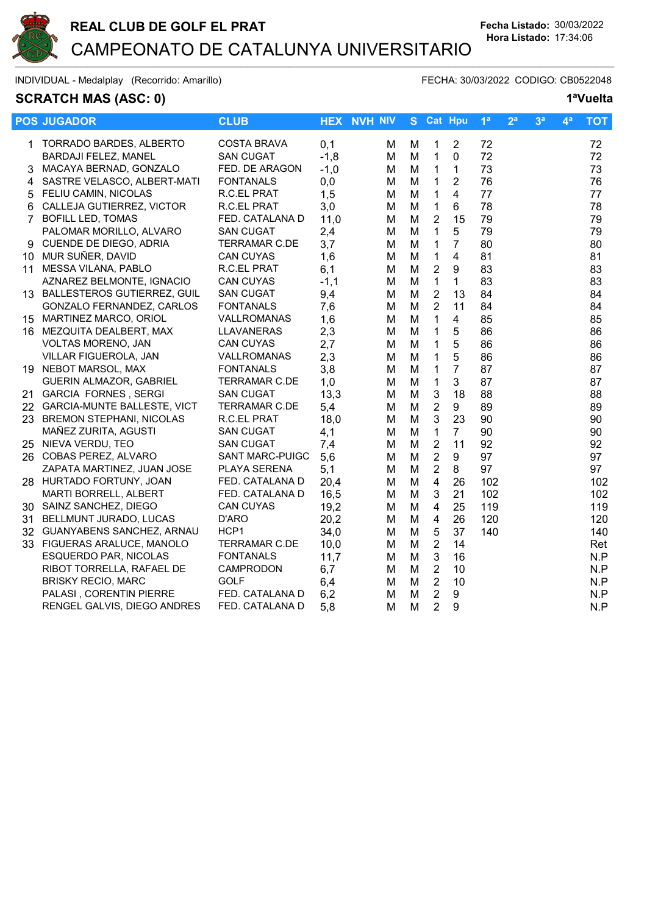# REAL CLUB DE GOLF EL PRAT

## CAMPEONATO DE CATALUNYA UNIVERSITARIO

**Fecha Listado:** 30/03/2022
**Hora Listado:** 17:34:06

INDIVIDUAL - Medalplay (Recorrido: Amarillo) FECHA: 30/03/2022 CODIGO: CB0522048

### SCRATCH MAS (ASC: 0) 1ªVuelta

| POS | JUGADOR | CLUB | HEX | NVH | NIV | S | Cat | Hpu | 1ª | 2ª | 3ª | 4ª | TOT |
|---|---|---|---|---|---|---|---|---|---|---|---|---|---|
| 1 | TORRADO BARDES, ALBERTO | COSTA BRAVA | 0,1 | | M | M | 1 | 2 | 72 | | | | 72 |
| | BARDAJI FELEZ, MANEL | SAN CUGAT | -1,8 | | M | M | 1 | 0 | 72 | | | | 72 |
| 3 | MACAYA BERNAD, GONZALO | FED. DE ARAGON | -1,0 | | M | M | 1 | 1 | 73 | | | | 73 |
| 4 | SASTRE VELASCO, ALBERT-MATI | FONTANALS | 0,0 | | M | M | 1 | 2 | 76 | | | | 76 |
| 5 | FELIU CAMIN, NICOLAS | R.C.EL PRAT | 1,5 | | M | M | 1 | 4 | 77 | | | | 77 |
| 6 | CALLEJA GUTIERREZ, VICTOR | R.C.EL PRAT | 3,0 | | M | M | 1 | 6 | 78 | | | | 78 |
| 7 | BOFILL LED, TOMAS | FED. CATALANA D | 11,0 | | M | M | 2 | 15 | 79 | | | | 79 |
| | PALOMAR MORILLO, ALVARO | SAN CUGAT | 2,4 | | M | M | 1 | 5 | 79 | | | | 79 |
| 9 | CUENDE DE DIEGO, ADRIA | TERRAMAR C.DE | 3,7 | | M | M | 1 | 7 | 80 | | | | 80 |
| 10 | MUR SUÑER, DAVID | CAN CUYAS | 1,6 | | M | M | 1 | 4 | 81 | | | | 81 |
| 11 | MESSA VILANA, PABLO | R.C.EL PRAT | 6,1 | | M | M | 2 | 9 | 83 | | | | 83 |
| | AZNAREZ BELMONTE, IGNACIO | CAN CUYAS | -1,1 | | M | M | 1 | 1 | 83 | | | | 83 |
| 13 | BALLESTEROS GUTIERREZ, GUIL | SAN CUGAT | 9,4 | | M | M | 2 | 13 | 84 | | | | 84 |
| | GONZALO FERNANDEZ, CARLOS | FONTANALS | 7,6 | | M | M | 2 | 11 | 84 | | | | 84 |
| 15 | MARTINEZ MARCO, ORIOL | VALLROMANAS | 1,6 | | M | M | 1 | 4 | 85 | | | | 85 |
| 16 | MEZQUITA DEALBERT, MAX | LLAVANERAS | 2,3 | | M | M | 1 | 5 | 86 | | | | 86 |
| | VOLTAS MORENO, JAN | CAN CUYAS | 2,7 | | M | M | 1 | 5 | 86 | | | | 86 |
| | VILLAR FIGUEROLA, JAN | VALLROMANAS | 2,3 | | M | M | 1 | 5 | 86 | | | | 86 |
| 19 | NEBOT MARSOL, MAX | FONTANALS | 3,8 | | M | M | 1 | 7 | 87 | | | | 87 |
| | GUERIN ALMAZOR, GABRIEL | TERRAMAR C.DE | 1,0 | | M | M | 1 | 3 | 87 | | | | 87 |
| 21 | GARCIA FORNES , SERGI | SAN CUGAT | 13,3 | | M | M | 3 | 18 | 88 | | | | 88 |
| 22 | GARCIA-MUNTE BALLESTE, VICT | TERRAMAR C.DE | 5,4 | | M | M | 2 | 9 | 89 | | | | 89 |
| 23 | BREMON STEPHANI, NICOLAS | R.C.EL PRAT | 18,0 | | M | M | 3 | 23 | 90 | | | | 90 |
| | MAÑEZ ZURITA, AGUSTI | SAN CUGAT | 4,1 | | M | M | 1 | 7 | 90 | | | | 90 |
| 25 | NIEVA VERDU, TEO | SAN CUGAT | 7,4 | | M | M | 2 | 11 | 92 | | | | 92 |
| 26 | COBAS PEREZ, ALVARO | SANT MARC-PUIGC | 5,6 | | M | M | 2 | 9 | 97 | | | | 97 |
| | ZAPATA MARTINEZ, JUAN JOSE | PLAYA SERENA | 5,1 | | M | M | 2 | 8 | 97 | | | | 97 |
| 28 | HURTADO FORTUNY, JOAN | FED. CATALANA D | 20,4 | | M | M | 4 | 26 | 102 | | | | 102 |
| | MARTI BORRELL, ALBERT | FED. CATALANA D | 16,5 | | M | M | 3 | 21 | 102 | | | | 102 |
| 30 | SAINZ SANCHEZ, DIEGO | CAN CUYAS | 19,2 | | M | M | 4 | 25 | 119 | | | | 119 |
| 31 | BELLMUNT JURADO, LUCAS | D'ARO | 20,2 | | M | M | 4 | 26 | 120 | | | | 120 |
| 32 | GUANYABENS SANCHEZ, ARNAU | HCP1 | 34,0 | | M | M | 5 | 37 | 140 | | | | 140 |
| 33 | FIGUERAS ARALUCE, MANOLO | TERRAMAR C.DE | 10,0 | | M | M | 2 | 14 | | | | | Ret |
| | ESQUERDO PAR, NICOLAS | FONTANALS | 11,7 | | M | M | 3 | 16 | | | | | N.P |
| | RIBOT TORRELLA, RAFAEL DE | CAMPRODON | 6,7 | | M | M | 2 | 10 | | | | | N.P |
| | BRISKY RECIO, MARC | GOLF | 6,4 | | M | M | 2 | 10 | | | | | N.P |
| | PALASI , CORENTIN PIERRE | FED. CATALANA D | 6,2 | | M | M | 2 | 9 | | | | | N.P |
| | RENGEL GALVIS, DIEGO ANDRES | FED. CATALANA D | 5,8 | | M | M | 2 | 9 | | | | | N.P |